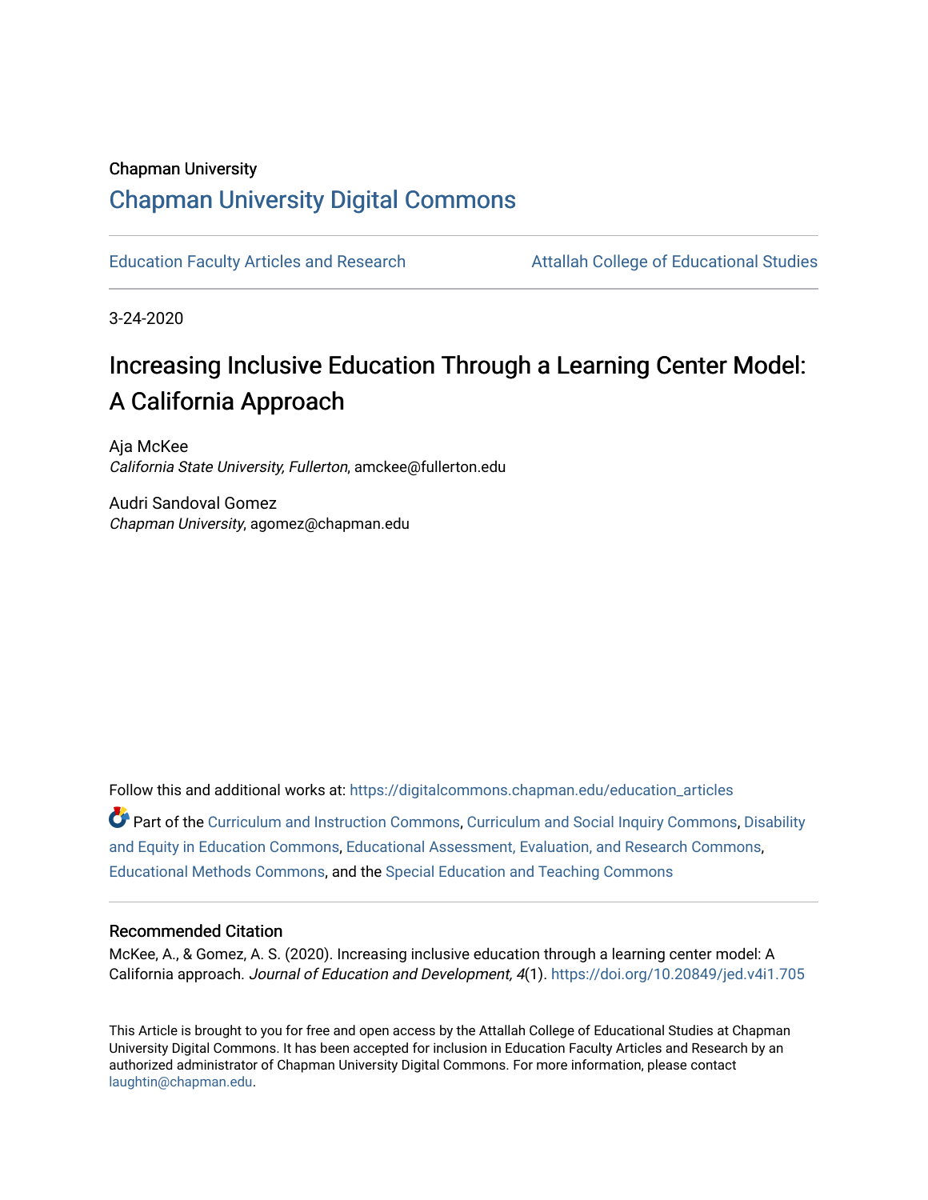Chapman University

# Chapman University Digital Commons

Education Faculty Articles and Research

Attallah College of Educational Studies

3-24-2020

# Increasing Inclusive Education Through a Learning Center Model: A California Approach

Aja McKee
*California State University, Fullerton*, amckee@fullerton.edu

Audri Sandoval Gomez
*Chapman University*, agomez@chapman.edu

Follow this and additional works at: https://digitalcommons.chapman.edu/education_articles

Part of the Curriculum and Instruction Commons, Curriculum and Social Inquiry Commons, Disability and Equity in Education Commons, Educational Assessment, Evaluation, and Research Commons, Educational Methods Commons, and the Special Education and Teaching Commons

## Recommended Citation

McKee, A., & Gomez, A. S. (2020). Increasing inclusive education through a learning center model: A California approach. *Journal of Education and Development, 4*(1). https://doi.org/10.20849/jed.v4i1.705

This Article is brought to you for free and open access by the Attallah College of Educational Studies at Chapman University Digital Commons. It has been accepted for inclusion in Education Faculty Articles and Research by an authorized administrator of Chapman University Digital Commons. For more information, please contact laughtin@chapman.edu.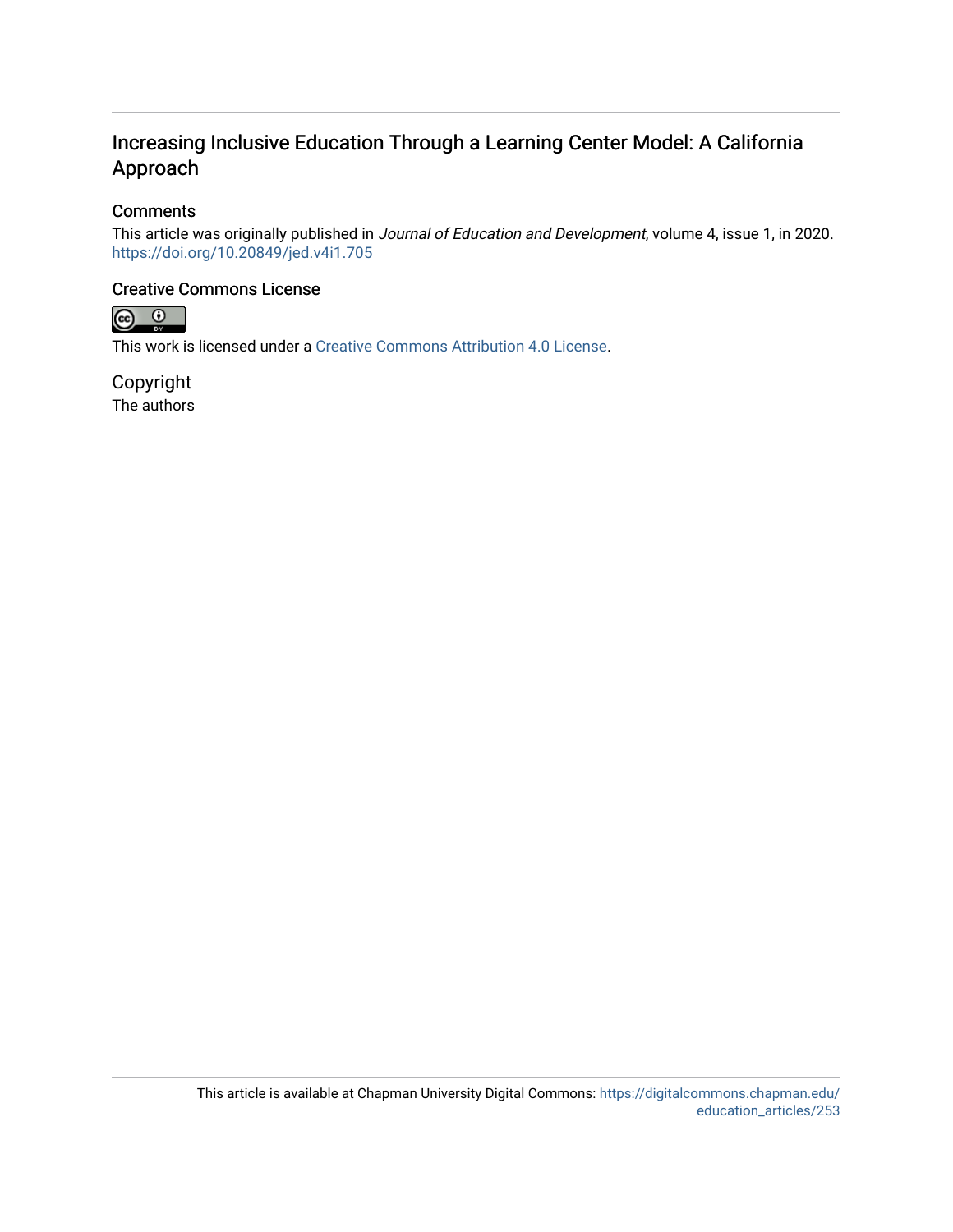# Increasing Inclusive Education Through a Learning Center Model: A California Approach

## Comments

This article was originally published in *Journal of Education and Development*, volume 4, issue 1, in 2020. https://doi.org/10.20849/jed.v4i1.705

## Creative Commons License

This work is licensed under a Creative Commons Attribution 4.0 License.

## Copyright

The authors

This article is available at Chapman University Digital Commons: https://digitalcommons.chapman.edu/education_articles/253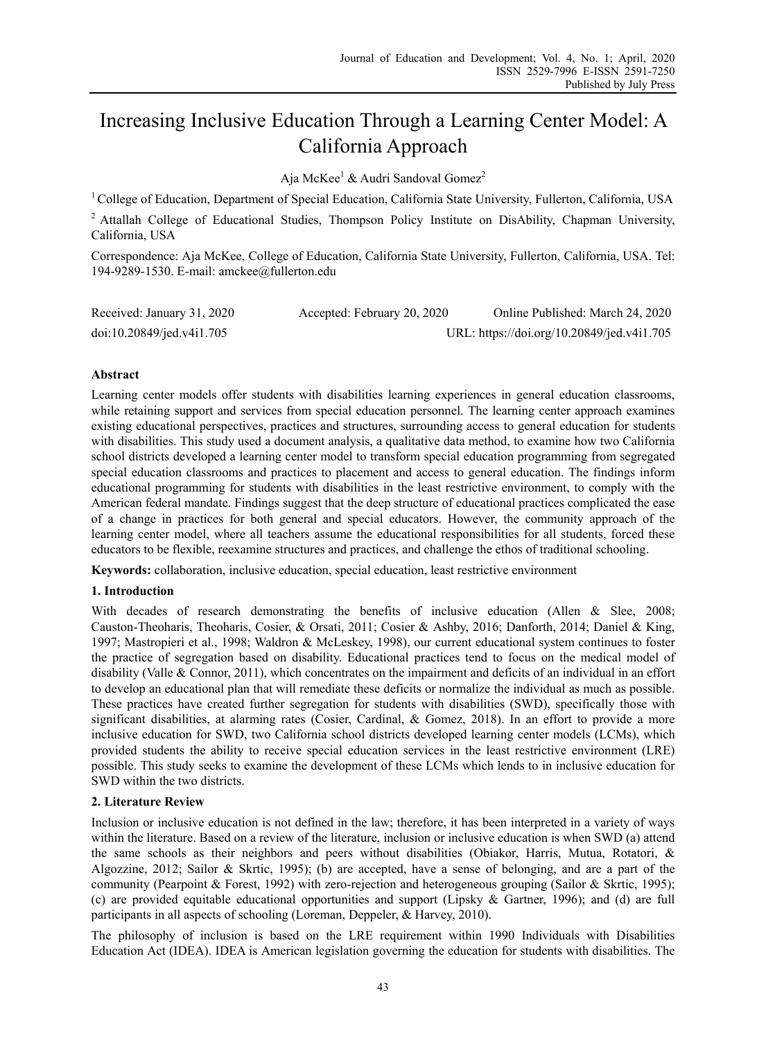# Increasing Inclusive Education Through a Learning Center Model: A California Approach

Aja McKee[1] & Audri Sandoval Gomez[2]

[1] College of Education, Department of Special Education, California State University, Fullerton, California, USA

[2] Attallah College of Educational Studies, Thompson Policy Institute on DisAbility, Chapman University, California, USA

Correspondence: Aja McKee, College of Education, California State University, Fullerton, California, USA. Tel: 194-9289-1530. E-mail: amckee@fullerton.edu

Received: January 31, 2020 Accepted: February 20, 2020 Online Published: March 24, 2020

doi:10.20849/jed.v4i1.705 URL: https://doi.org/10.20849/jed.v4i1.705

## Abstract

Learning center models offer students with disabilities learning experiences in general education classrooms, while retaining support and services from special education personnel. The learning center approach examines existing educational perspectives, practices and structures, surrounding access to general education for students with disabilities. This study used a document analysis, a qualitative data method, to examine how two California school districts developed a learning center model to transform special education programming from segregated special education classrooms and practices to placement and access to general education. The findings inform educational programming for students with disabilities in the least restrictive environment, to comply with the American federal mandate. Findings suggest that the deep structure of educational practices complicated the ease of a change in practices for both general and special educators. However, the community approach of the learning center model, where all teachers assume the educational responsibilities for all students, forced these educators to be flexible, reexamine structures and practices, and challenge the ethos of traditional schooling.

**Keywords:** collaboration, inclusive education, special education, least restrictive environment

## 1. Introduction

With decades of research demonstrating the benefits of inclusive education (Allen & Slee, 2008; Causton-Theoharis, Theoharis, Cosier, & Orsati, 2011; Cosier & Ashby, 2016; Danforth, 2014; Daniel & King, 1997; Mastropieri et al., 1998; Waldron & McLeskey, 1998), our current educational system continues to foster the practice of segregation based on disability. Educational practices tend to focus on the medical model of disability (Valle & Connor, 2011), which concentrates on the impairment and deficits of an individual in an effort to develop an educational plan that will remediate these deficits or normalize the individual as much as possible. These practices have created further segregation for students with disabilities (SWD), specifically those with significant disabilities, at alarming rates (Cosier, Cardinal, & Gomez, 2018). In an effort to provide a more inclusive education for SWD, two California school districts developed learning center models (LCMs), which provided students the ability to receive special education services in the least restrictive environment (LRE) possible. This study seeks to examine the development of these LCMs which lends to in inclusive education for SWD within the two districts.

## 2. Literature Review

Inclusion or inclusive education is not defined in the law; therefore, it has been interpreted in a variety of ways within the literature. Based on a review of the literature, inclusion or inclusive education is when SWD (a) attend the same schools as their neighbors and peers without disabilities (Obiakor, Harris, Mutua, Rotatori, & Algozzine, 2012; Sailor & Skrtic, 1995); (b) are accepted, have a sense of belonging, and are a part of the community (Pearpoint & Forest, 1992) with zero-rejection and heterogeneous grouping (Sailor & Skrtic, 1995); (c) are provided equitable educational opportunities and support (Lipsky & Gartner, 1996); and (d) are full participants in all aspects of schooling (Loreman, Deppeler, & Harvey, 2010).

The philosophy of inclusion is based on the LRE requirement within 1990 Individuals with Disabilities Education Act (IDEA). IDEA is American legislation governing the education for students with disabilities. The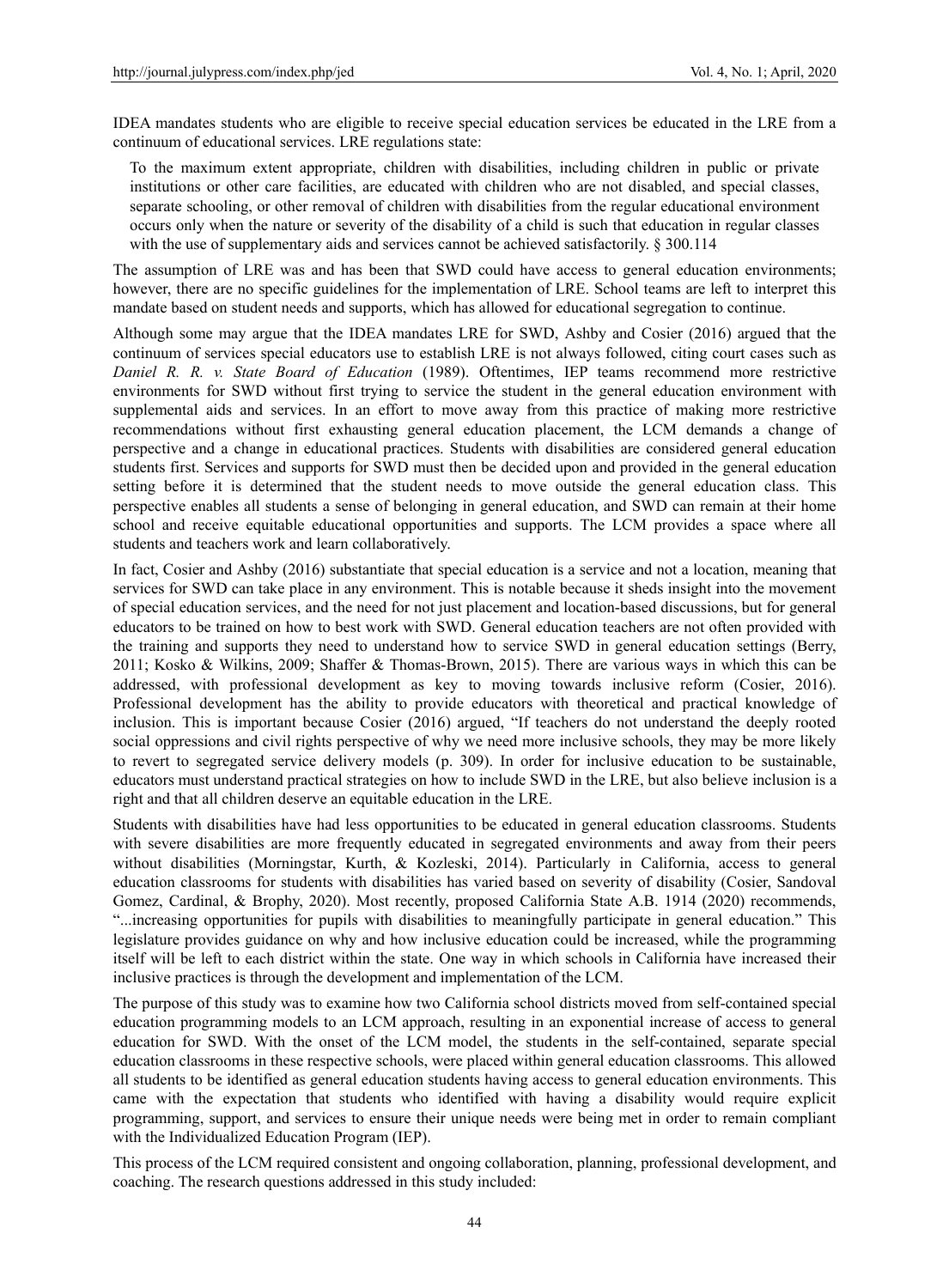IDEA mandates students who are eligible to receive special education services be educated in the LRE from a continuum of educational services. LRE regulations state:

> To the maximum extent appropriate, children with disabilities, including children in public or private institutions or other care facilities, are educated with children who are not disabled, and special classes, separate schooling, or other removal of children with disabilities from the regular educational environment occurs only when the nature or severity of the disability of a child is such that education in regular classes with the use of supplementary aids and services cannot be achieved satisfactorily. § 300.114

The assumption of LRE was and has been that SWD could have access to general education environments; however, there are no specific guidelines for the implementation of LRE. School teams are left to interpret this mandate based on student needs and supports, which has allowed for educational segregation to continue.

Although some may argue that the IDEA mandates LRE for SWD, Ashby and Cosier (2016) argued that the continuum of services special educators use to establish LRE is not always followed, citing court cases such as *Daniel R. R. v. State Board of Education* (1989). Oftentimes, IEP teams recommend more restrictive environments for SWD without first trying to service the student in the general education environment with supplemental aids and services. In an effort to move away from this practice of making more restrictive recommendations without first exhausting general education placement, the LCM demands a change of perspective and a change in educational practices. Students with disabilities are considered general education students first. Services and supports for SWD must then be decided upon and provided in the general education setting before it is determined that the student needs to move outside the general education class. This perspective enables all students a sense of belonging in general education, and SWD can remain at their home school and receive equitable educational opportunities and supports. The LCM provides a space where all students and teachers work and learn collaboratively.

In fact, Cosier and Ashby (2016) substantiate that special education is a service and not a location, meaning that services for SWD can take place in any environment. This is notable because it sheds insight into the movement of special education services, and the need for not just placement and location-based discussions, but for general educators to be trained on how to best work with SWD. General education teachers are not often provided with the training and supports they need to understand how to service SWD in general education settings (Berry, 2011; Kosko & Wilkins, 2009; Shaffer & Thomas-Brown, 2015). There are various ways in which this can be addressed, with professional development as key to moving towards inclusive reform (Cosier, 2016). Professional development has the ability to provide educators with theoretical and practical knowledge of inclusion. This is important because Cosier (2016) argued, "If teachers do not understand the deeply rooted social oppressions and civil rights perspective of why we need more inclusive schools, they may be more likely to revert to segregated service delivery models (p. 309). In order for inclusive education to be sustainable, educators must understand practical strategies on how to include SWD in the LRE, but also believe inclusion is a right and that all children deserve an equitable education in the LRE.

Students with disabilities have had less opportunities to be educated in general education classrooms. Students with severe disabilities are more frequently educated in segregated environments and away from their peers without disabilities (Morningstar, Kurth, & Kozleski, 2014). Particularly in California, access to general education classrooms for students with disabilities has varied based on severity of disability (Cosier, Sandoval Gomez, Cardinal, & Brophy, 2020). Most recently, proposed California State A.B. 1914 (2020) recommends, "...increasing opportunities for pupils with disabilities to meaningfully participate in general education." This legislature provides guidance on why and how inclusive education could be increased, while the programming itself will be left to each district within the state. One way in which schools in California have increased their inclusive practices is through the development and implementation of the LCM.

The purpose of this study was to examine how two California school districts moved from self-contained special education programming models to an LCM approach, resulting in an exponential increase of access to general education for SWD. With the onset of the LCM model, the students in the self-contained, separate special education classrooms in these respective schools, were placed within general education classrooms. This allowed all students to be identified as general education students having access to general education environments. This came with the expectation that students who identified with having a disability would require explicit programming, support, and services to ensure their unique needs were being met in order to remain compliant with the Individualized Education Program (IEP).

This process of the LCM required consistent and ongoing collaboration, planning, professional development, and coaching. The research questions addressed in this study included: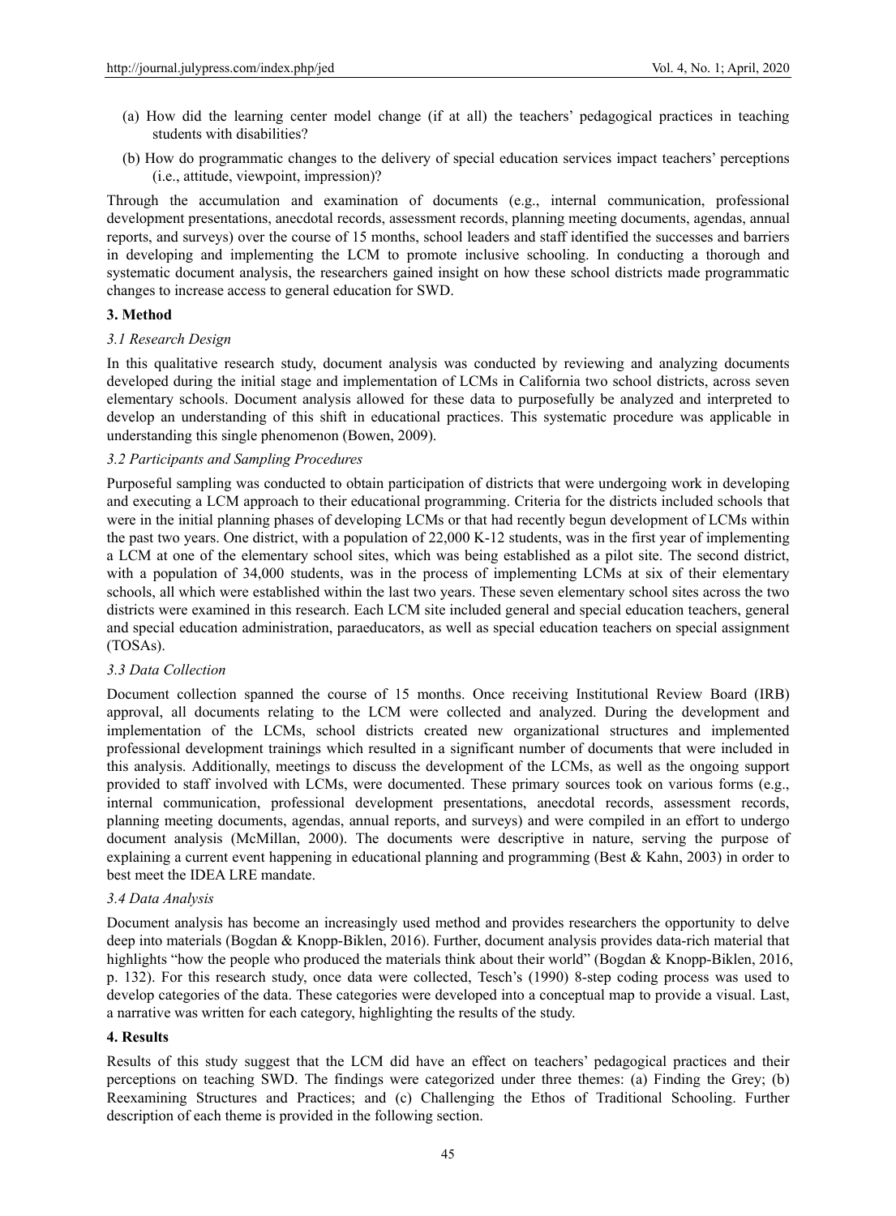(a) How did the learning center model change (if at all) the teachers' pedagogical practices in teaching students with disabilities?

(b) How do programmatic changes to the delivery of special education services impact teachers' perceptions (i.e., attitude, viewpoint, impression)?

Through the accumulation and examination of documents (e.g., internal communication, professional development presentations, anecdotal records, assessment records, planning meeting documents, agendas, annual reports, and surveys) over the course of 15 months, school leaders and staff identified the successes and barriers in developing and implementing the LCM to promote inclusive schooling. In conducting a thorough and systematic document analysis, the researchers gained insight on how these school districts made programmatic changes to increase access to general education for SWD.

## 3. Method

### *3.1 Research Design*

In this qualitative research study, document analysis was conducted by reviewing and analyzing documents developed during the initial stage and implementation of LCMs in California two school districts, across seven elementary schools. Document analysis allowed for these data to purposefully be analyzed and interpreted to develop an understanding of this shift in educational practices. This systematic procedure was applicable in understanding this single phenomenon (Bowen, 2009).

### *3.2 Participants and Sampling Procedures*

Purposeful sampling was conducted to obtain participation of districts that were undergoing work in developing and executing a LCM approach to their educational programming. Criteria for the districts included schools that were in the initial planning phases of developing LCMs or that had recently begun development of LCMs within the past two years. One district, with a population of 22,000 K-12 students, was in the first year of implementing a LCM at one of the elementary school sites, which was being established as a pilot site. The second district, with a population of 34,000 students, was in the process of implementing LCMs at six of their elementary schools, all which were established within the last two years. These seven elementary school sites across the two districts were examined in this research. Each LCM site included general and special education teachers, general and special education administration, paraeducators, as well as special education teachers on special assignment (TOSAs).

### *3.3 Data Collection*

Document collection spanned the course of 15 months. Once receiving Institutional Review Board (IRB) approval, all documents relating to the LCM were collected and analyzed. During the development and implementation of the LCMs, school districts created new organizational structures and implemented professional development trainings which resulted in a significant number of documents that were included in this analysis. Additionally, meetings to discuss the development of the LCMs, as well as the ongoing support provided to staff involved with LCMs, were documented. These primary sources took on various forms (e.g., internal communication, professional development presentations, anecdotal records, assessment records, planning meeting documents, agendas, annual reports, and surveys) and were compiled in an effort to undergo document analysis (McMillan, 2000). The documents were descriptive in nature, serving the purpose of explaining a current event happening in educational planning and programming (Best & Kahn, 2003) in order to best meet the IDEA LRE mandate.

### *3.4 Data Analysis*

Document analysis has become an increasingly used method and provides researchers the opportunity to delve deep into materials (Bogdan & Knopp-Biklen, 2016). Further, document analysis provides data-rich material that highlights "how the people who produced the materials think about their world" (Bogdan & Knopp-Biklen, 2016, p. 132). For this research study, once data were collected, Tesch's (1990) 8-step coding process was used to develop categories of the data. These categories were developed into a conceptual map to provide a visual. Last, a narrative was written for each category, highlighting the results of the study.

## 4. Results

Results of this study suggest that the LCM did have an effect on teachers' pedagogical practices and their perceptions on teaching SWD. The findings were categorized under three themes: (a) Finding the Grey; (b) Reexamining Structures and Practices; and (c) Challenging the Ethos of Traditional Schooling. Further description of each theme is provided in the following section.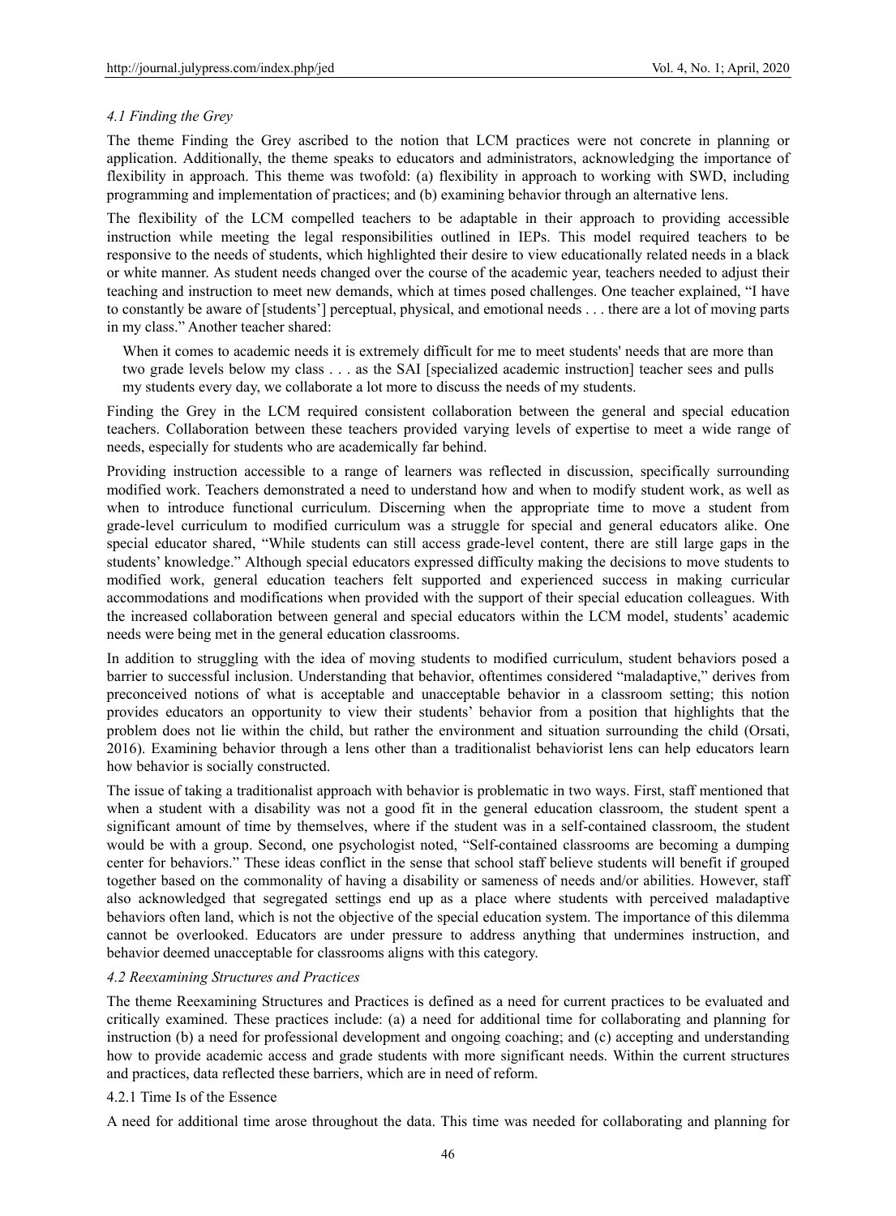### *4.1 Finding the Grey*

The theme Finding the Grey ascribed to the notion that LCM practices were not concrete in planning or application. Additionally, the theme speaks to educators and administrators, acknowledging the importance of flexibility in approach. This theme was twofold: (a) flexibility in approach to working with SWD, including programming and implementation of practices; and (b) examining behavior through an alternative lens.

The flexibility of the LCM compelled teachers to be adaptable in their approach to providing accessible instruction while meeting the legal responsibilities outlined in IEPs. This model required teachers to be responsive to the needs of students, which highlighted their desire to view educationally related needs in a black or white manner. As student needs changed over the course of the academic year, teachers needed to adjust their teaching and instruction to meet new demands, which at times posed challenges. One teacher explained, "I have to constantly be aware of [students'] perceptual, physical, and emotional needs . . . there are a lot of moving parts in my class." Another teacher shared:

> When it comes to academic needs it is extremely difficult for me to meet students' needs that are more than two grade levels below my class . . . as the SAI [specialized academic instruction] teacher sees and pulls my students every day, we collaborate a lot more to discuss the needs of my students.

Finding the Grey in the LCM required consistent collaboration between the general and special education teachers. Collaboration between these teachers provided varying levels of expertise to meet a wide range of needs, especially for students who are academically far behind.

Providing instruction accessible to a range of learners was reflected in discussion, specifically surrounding modified work. Teachers demonstrated a need to understand how and when to modify student work, as well as when to introduce functional curriculum. Discerning when the appropriate time to move a student from grade-level curriculum to modified curriculum was a struggle for special and general educators alike. One special educator shared, "While students can still access grade-level content, there are still large gaps in the students' knowledge." Although special educators expressed difficulty making the decisions to move students to modified work, general education teachers felt supported and experienced success in making curricular accommodations and modifications when provided with the support of their special education colleagues. With the increased collaboration between general and special educators within the LCM model, students' academic needs were being met in the general education classrooms.

In addition to struggling with the idea of moving students to modified curriculum, student behaviors posed a barrier to successful inclusion. Understanding that behavior, oftentimes considered "maladaptive," derives from preconceived notions of what is acceptable and unacceptable behavior in a classroom setting; this notion provides educators an opportunity to view their students' behavior from a position that highlights that the problem does not lie within the child, but rather the environment and situation surrounding the child (Orsati, 2016). Examining behavior through a lens other than a traditionalist behaviorist lens can help educators learn how behavior is socially constructed.

The issue of taking a traditionalist approach with behavior is problematic in two ways. First, staff mentioned that when a student with a disability was not a good fit in the general education classroom, the student spent a significant amount of time by themselves, where if the student was in a self-contained classroom, the student would be with a group. Second, one psychologist noted, "Self-contained classrooms are becoming a dumping center for behaviors." These ideas conflict in the sense that school staff believe students will benefit if grouped together based on the commonality of having a disability or sameness of needs and/or abilities. However, staff also acknowledged that segregated settings end up as a place where students with perceived maladaptive behaviors often land, which is not the objective of the special education system. The importance of this dilemma cannot be overlooked. Educators are under pressure to address anything that undermines instruction, and behavior deemed unacceptable for classrooms aligns with this category.

### *4.2 Reexamining Structures and Practices*

The theme Reexamining Structures and Practices is defined as a need for current practices to be evaluated and critically examined. These practices include: (a) a need for additional time for collaborating and planning for instruction (b) a need for professional development and ongoing coaching; and (c) accepting and understanding how to provide academic access and grade students with more significant needs. Within the current structures and practices, data reflected these barriers, which are in need of reform.

#### 4.2.1 Time Is of the Essence

A need for additional time arose throughout the data. This time was needed for collaborating and planning for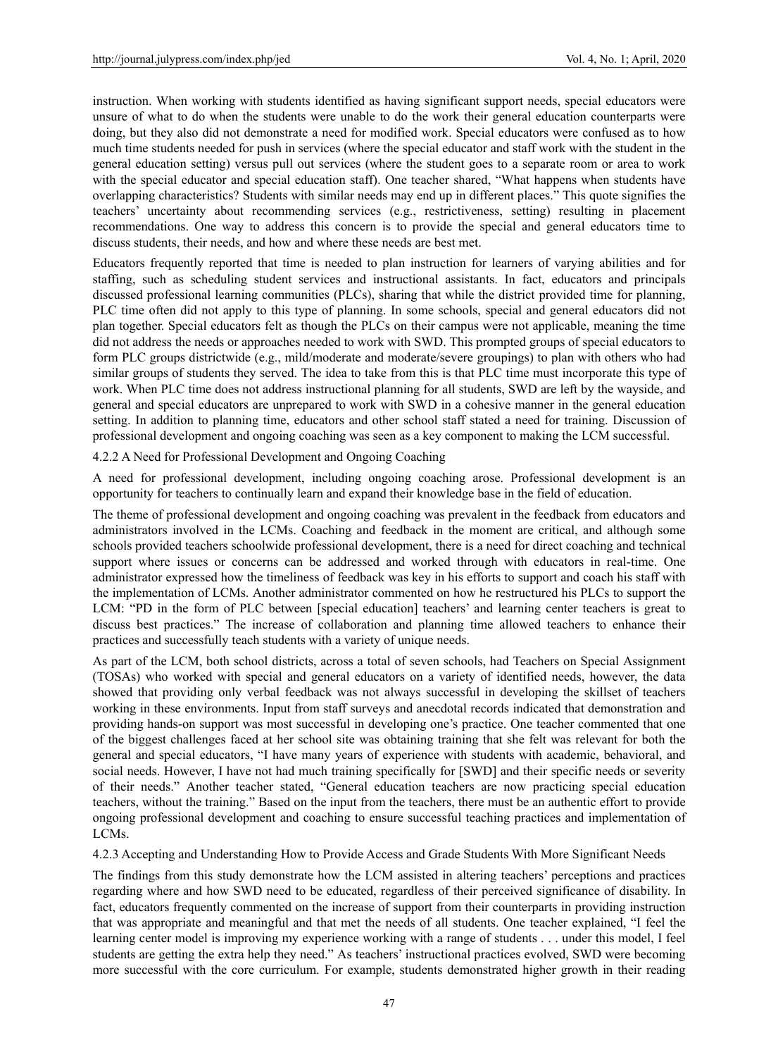instruction. When working with students identified as having significant support needs, special educators were unsure of what to do when the students were unable to do the work their general education counterparts were doing, but they also did not demonstrate a need for modified work. Special educators were confused as to how much time students needed for push in services (where the special educator and staff work with the student in the general education setting) versus pull out services (where the student goes to a separate room or area to work with the special educator and special education staff). One teacher shared, "What happens when students have overlapping characteristics? Students with similar needs may end up in different places." This quote signifies the teachers' uncertainty about recommending services (e.g., restrictiveness, setting) resulting in placement recommendations. One way to address this concern is to provide the special and general educators time to discuss students, their needs, and how and where these needs are best met.

Educators frequently reported that time is needed to plan instruction for learners of varying abilities and for staffing, such as scheduling student services and instructional assistants. In fact, educators and principals discussed professional learning communities (PLCs), sharing that while the district provided time for planning, PLC time often did not apply to this type of planning. In some schools, special and general educators did not plan together. Special educators felt as though the PLCs on their campus were not applicable, meaning the time did not address the needs or approaches needed to work with SWD. This prompted groups of special educators to form PLC groups districtwide (e.g., mild/moderate and moderate/severe groupings) to plan with others who had similar groups of students they served. The idea to take from this is that PLC time must incorporate this type of work. When PLC time does not address instructional planning for all students, SWD are left by the wayside, and general and special educators are unprepared to work with SWD in a cohesive manner in the general education setting. In addition to planning time, educators and other school staff stated a need for training. Discussion of professional development and ongoing coaching was seen as a key component to making the LCM successful.

#### 4.2.2 A Need for Professional Development and Ongoing Coaching

A need for professional development, including ongoing coaching arose. Professional development is an opportunity for teachers to continually learn and expand their knowledge base in the field of education.

The theme of professional development and ongoing coaching was prevalent in the feedback from educators and administrators involved in the LCMs. Coaching and feedback in the moment are critical, and although some schools provided teachers schoolwide professional development, there is a need for direct coaching and technical support where issues or concerns can be addressed and worked through with educators in real-time. One administrator expressed how the timeliness of feedback was key in his efforts to support and coach his staff with the implementation of LCMs. Another administrator commented on how he restructured his PLCs to support the LCM: "PD in the form of PLC between [special education] teachers' and learning center teachers is great to discuss best practices." The increase of collaboration and planning time allowed teachers to enhance their practices and successfully teach students with a variety of unique needs.

As part of the LCM, both school districts, across a total of seven schools, had Teachers on Special Assignment (TOSAs) who worked with special and general educators on a variety of identified needs, however, the data showed that providing only verbal feedback was not always successful in developing the skillset of teachers working in these environments. Input from staff surveys and anecdotal records indicated that demonstration and providing hands-on support was most successful in developing one's practice. One teacher commented that one of the biggest challenges faced at her school site was obtaining training that she felt was relevant for both the general and special educators, "I have many years of experience with students with academic, behavioral, and social needs. However, I have not had much training specifically for [SWD] and their specific needs or severity of their needs." Another teacher stated, "General education teachers are now practicing special education teachers, without the training." Based on the input from the teachers, there must be an authentic effort to provide ongoing professional development and coaching to ensure successful teaching practices and implementation of LCMs.

#### 4.2.3 Accepting and Understanding How to Provide Access and Grade Students With More Significant Needs

The findings from this study demonstrate how the LCM assisted in altering teachers' perceptions and practices regarding where and how SWD need to be educated, regardless of their perceived significance of disability. In fact, educators frequently commented on the increase of support from their counterparts in providing instruction that was appropriate and meaningful and that met the needs of all students. One teacher explained, "I feel the learning center model is improving my experience working with a range of students . . . under this model, I feel students are getting the extra help they need." As teachers' instructional practices evolved, SWD were becoming more successful with the core curriculum. For example, students demonstrated higher growth in their reading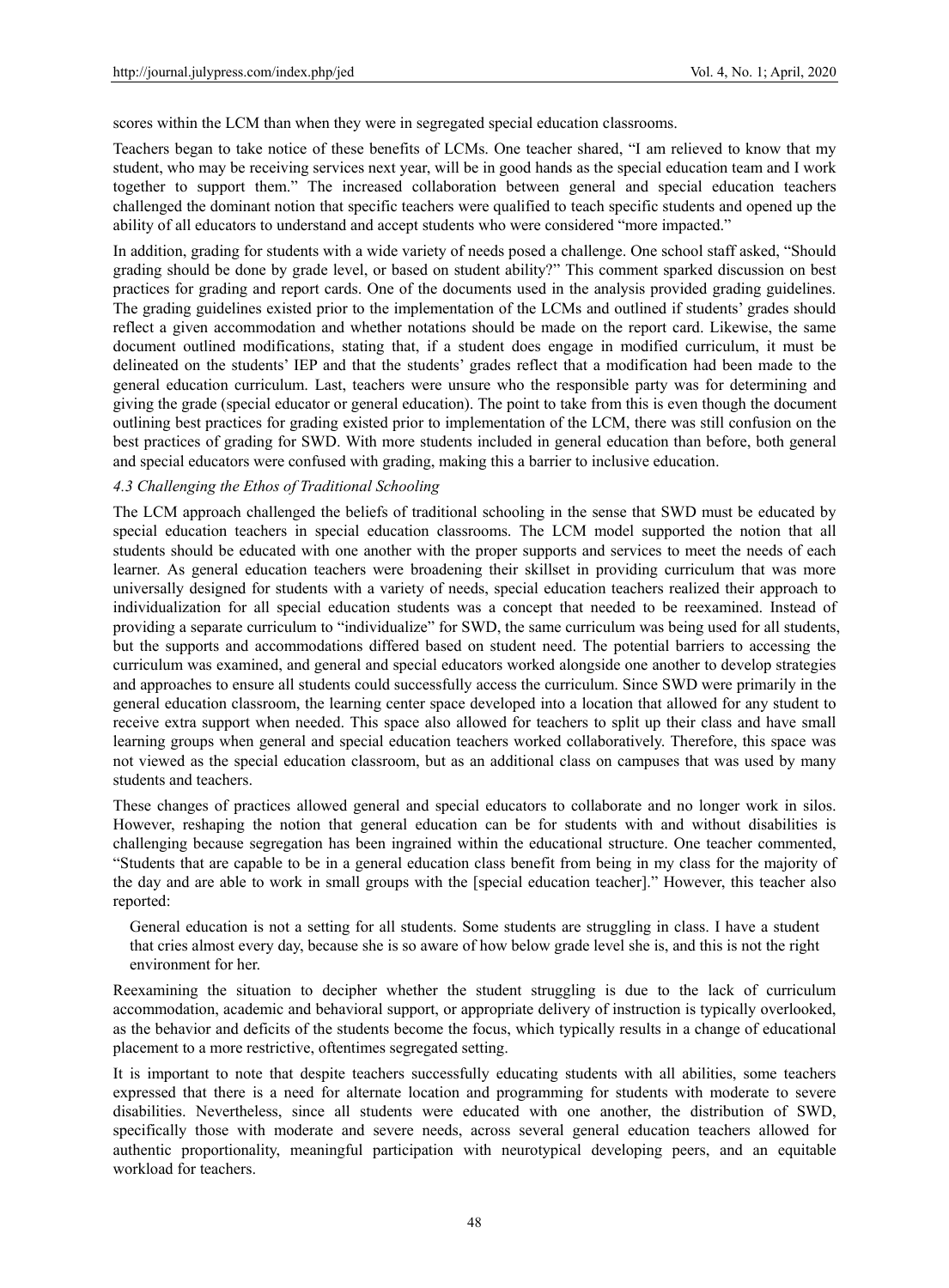scores within the LCM than when they were in segregated special education classrooms.

Teachers began to take notice of these benefits of LCMs. One teacher shared, "I am relieved to know that my student, who may be receiving services next year, will be in good hands as the special education team and I work together to support them." The increased collaboration between general and special education teachers challenged the dominant notion that specific teachers were qualified to teach specific students and opened up the ability of all educators to understand and accept students who were considered "more impacted."

In addition, grading for students with a wide variety of needs posed a challenge. One school staff asked, "Should grading should be done by grade level, or based on student ability?" This comment sparked discussion on best practices for grading and report cards. One of the documents used in the analysis provided grading guidelines. The grading guidelines existed prior to the implementation of the LCMs and outlined if students' grades should reflect a given accommodation and whether notations should be made on the report card. Likewise, the same document outlined modifications, stating that, if a student does engage in modified curriculum, it must be delineated on the students' IEP and that the students' grades reflect that a modification had been made to the general education curriculum. Last, teachers were unsure who the responsible party was for determining and giving the grade (special educator or general education). The point to take from this is even though the document outlining best practices for grading existed prior to implementation of the LCM, there was still confusion on the best practices of grading for SWD. With more students included in general education than before, both general and special educators were confused with grading, making this a barrier to inclusive education.

### *4.3 Challenging the Ethos of Traditional Schooling*

The LCM approach challenged the beliefs of traditional schooling in the sense that SWD must be educated by special education teachers in special education classrooms. The LCM model supported the notion that all students should be educated with one another with the proper supports and services to meet the needs of each learner. As general education teachers were broadening their skillset in providing curriculum that was more universally designed for students with a variety of needs, special education teachers realized their approach to individualization for all special education students was a concept that needed to be reexamined. Instead of providing a separate curriculum to "individualize" for SWD, the same curriculum was being used for all students, but the supports and accommodations differed based on student need. The potential barriers to accessing the curriculum was examined, and general and special educators worked alongside one another to develop strategies and approaches to ensure all students could successfully access the curriculum. Since SWD were primarily in the general education classroom, the learning center space developed into a location that allowed for any student to receive extra support when needed. This space also allowed for teachers to split up their class and have small learning groups when general and special education teachers worked collaboratively. Therefore, this space was not viewed as the special education classroom, but as an additional class on campuses that was used by many students and teachers.

These changes of practices allowed general and special educators to collaborate and no longer work in silos. However, reshaping the notion that general education can be for students with and without disabilities is challenging because segregation has been ingrained within the educational structure. One teacher commented, "Students that are capable to be in a general education class benefit from being in my class for the majority of the day and are able to work in small groups with the [special education teacher]." However, this teacher also reported:

> General education is not a setting for all students. Some students are struggling in class. I have a student that cries almost every day, because she is so aware of how below grade level she is, and this is not the right environment for her.

Reexamining the situation to decipher whether the student struggling is due to the lack of curriculum accommodation, academic and behavioral support, or appropriate delivery of instruction is typically overlooked, as the behavior and deficits of the students become the focus, which typically results in a change of educational placement to a more restrictive, oftentimes segregated setting.

It is important to note that despite teachers successfully educating students with all abilities, some teachers expressed that there is a need for alternate location and programming for students with moderate to severe disabilities. Nevertheless, since all students were educated with one another, the distribution of SWD, specifically those with moderate and severe needs, across several general education teachers allowed for authentic proportionality, meaningful participation with neurotypical developing peers, and an equitable workload for teachers.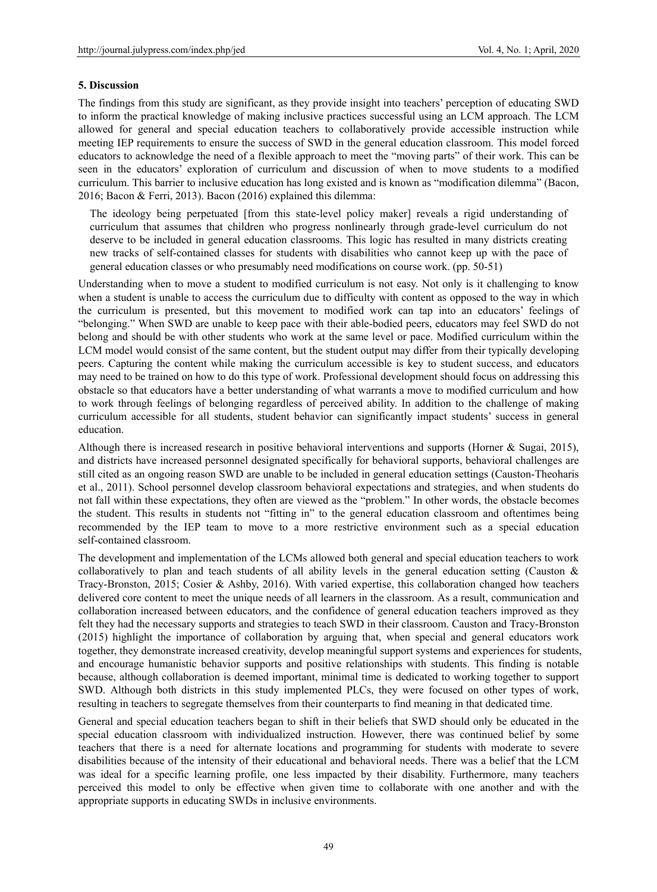## 5. Discussion

The findings from this study are significant, as they provide insight into teachers' perception of educating SWD to inform the practical knowledge of making inclusive practices successful using an LCM approach. The LCM allowed for general and special education teachers to collaboratively provide accessible instruction while meeting IEP requirements to ensure the success of SWD in the general education classroom. This model forced educators to acknowledge the need of a flexible approach to meet the "moving parts" of their work. This can be seen in the educators' exploration of curriculum and discussion of when to move students to a modified curriculum. This barrier to inclusive education has long existed and is known as "modification dilemma" (Bacon, 2016; Bacon & Ferri, 2013). Bacon (2016) explained this dilemma:

> The ideology being perpetuated [from this state-level policy maker] reveals a rigid understanding of curriculum that assumes that children who progress nonlinearly through grade-level curriculum do not deserve to be included in general education classrooms. This logic has resulted in many districts creating new tracks of self-contained classes for students with disabilities who cannot keep up with the pace of general education classes or who presumably need modifications on course work. (pp. 50-51)

Understanding when to move a student to modified curriculum is not easy. Not only is it challenging to know when a student is unable to access the curriculum due to difficulty with content as opposed to the way in which the curriculum is presented, but this movement to modified work can tap into an educators' feelings of "belonging." When SWD are unable to keep pace with their able-bodied peers, educators may feel SWD do not belong and should be with other students who work at the same level or pace. Modified curriculum within the LCM model would consist of the same content, but the student output may differ from their typically developing peers. Capturing the content while making the curriculum accessible is key to student success, and educators may need to be trained on how to do this type of work. Professional development should focus on addressing this obstacle so that educators have a better understanding of what warrants a move to modified curriculum and how to work through feelings of belonging regardless of perceived ability. In addition to the challenge of making curriculum accessible for all students, student behavior can significantly impact students' success in general education.

Although there is increased research in positive behavioral interventions and supports (Horner & Sugai, 2015), and districts have increased personnel designated specifically for behavioral supports, behavioral challenges are still cited as an ongoing reason SWD are unable to be included in general education settings (Causton-Theoharis et al., 2011). School personnel develop classroom behavioral expectations and strategies, and when students do not fall within these expectations, they often are viewed as the "problem." In other words, the obstacle becomes the student. This results in students not "fitting in" to the general education classroom and oftentimes being recommended by the IEP team to move to a more restrictive environment such as a special education self-contained classroom.

The development and implementation of the LCMs allowed both general and special education teachers to work collaboratively to plan and teach students of all ability levels in the general education setting (Causton & Tracy-Bronston, 2015; Cosier & Ashby, 2016). With varied expertise, this collaboration changed how teachers delivered core content to meet the unique needs of all learners in the classroom. As a result, communication and collaboration increased between educators, and the confidence of general education teachers improved as they felt they had the necessary supports and strategies to teach SWD in their classroom. Causton and Tracy-Bronston (2015) highlight the importance of collaboration by arguing that, when special and general educators work together, they demonstrate increased creativity, develop meaningful support systems and experiences for students, and encourage humanistic behavior supports and positive relationships with students. This finding is notable because, although collaboration is deemed important, minimal time is dedicated to working together to support SWD. Although both districts in this study implemented PLCs, they were focused on other types of work, resulting in teachers to segregate themselves from their counterparts to find meaning in that dedicated time.

General and special education teachers began to shift in their beliefs that SWD should only be educated in the special education classroom with individualized instruction. However, there was continued belief by some teachers that there is a need for alternate locations and programming for students with moderate to severe disabilities because of the intensity of their educational and behavioral needs. There was a belief that the LCM was ideal for a specific learning profile, one less impacted by their disability. Furthermore, many teachers perceived this model to only be effective when given time to collaborate with one another and with the appropriate supports in educating SWDs in inclusive environments.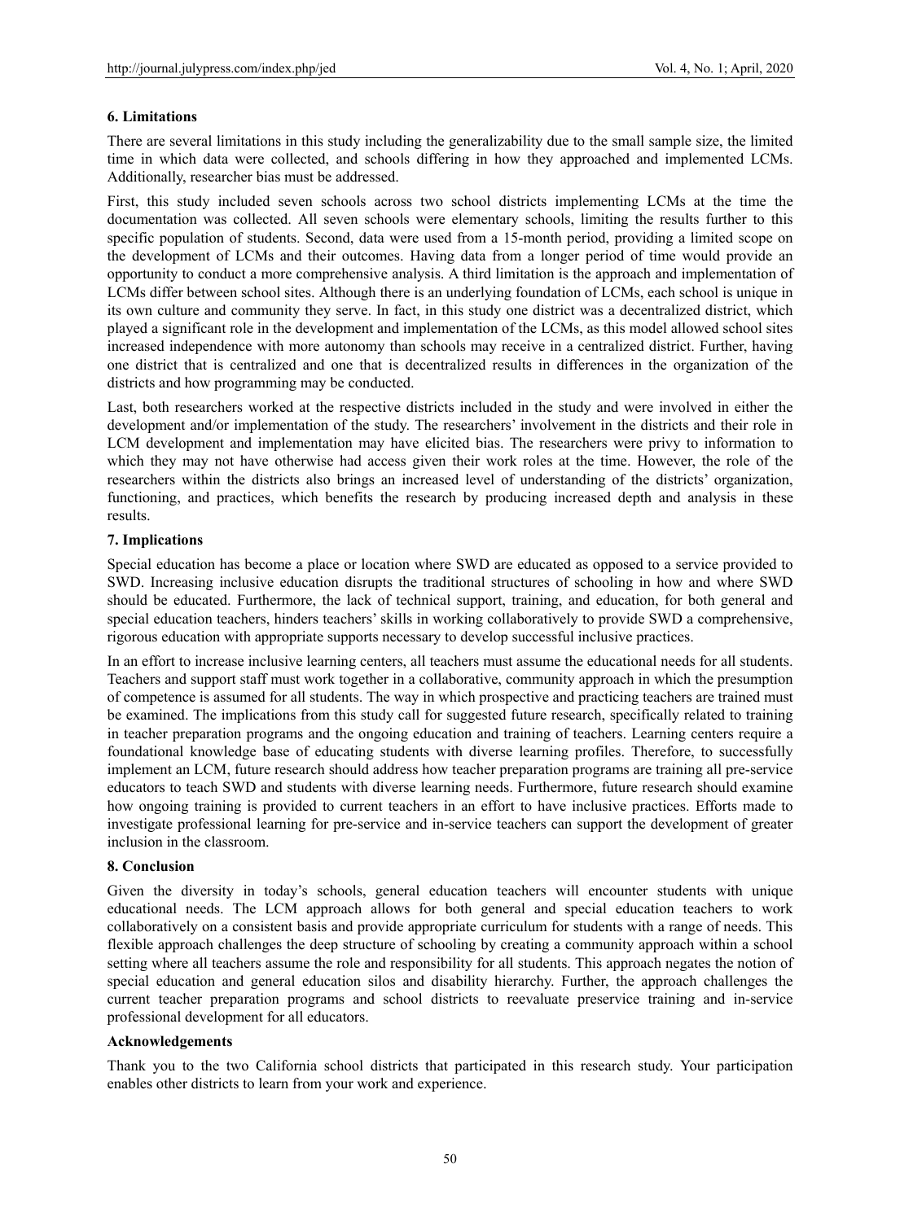## 6. Limitations

There are several limitations in this study including the generalizability due to the small sample size, the limited time in which data were collected, and schools differing in how they approached and implemented LCMs. Additionally, researcher bias must be addressed.

First, this study included seven schools across two school districts implementing LCMs at the time the documentation was collected. All seven schools were elementary schools, limiting the results further to this specific population of students. Second, data were used from a 15-month period, providing a limited scope on the development of LCMs and their outcomes. Having data from a longer period of time would provide an opportunity to conduct a more comprehensive analysis. A third limitation is the approach and implementation of LCMs differ between school sites. Although there is an underlying foundation of LCMs, each school is unique in its own culture and community they serve. In fact, in this study one district was a decentralized district, which played a significant role in the development and implementation of the LCMs, as this model allowed school sites increased independence with more autonomy than schools may receive in a centralized district. Further, having one district that is centralized and one that is decentralized results in differences in the organization of the districts and how programming may be conducted.

Last, both researchers worked at the respective districts included in the study and were involved in either the development and/or implementation of the study. The researchers' involvement in the districts and their role in LCM development and implementation may have elicited bias. The researchers were privy to information to which they may not have otherwise had access given their work roles at the time. However, the role of the researchers within the districts also brings an increased level of understanding of the districts' organization, functioning, and practices, which benefits the research by producing increased depth and analysis in these results.

## 7. Implications

Special education has become a place or location where SWD are educated as opposed to a service provided to SWD. Increasing inclusive education disrupts the traditional structures of schooling in how and where SWD should be educated. Furthermore, the lack of technical support, training, and education, for both general and special education teachers, hinders teachers' skills in working collaboratively to provide SWD a comprehensive, rigorous education with appropriate supports necessary to develop successful inclusive practices.

In an effort to increase inclusive learning centers, all teachers must assume the educational needs for all students. Teachers and support staff must work together in a collaborative, community approach in which the presumption of competence is assumed for all students. The way in which prospective and practicing teachers are trained must be examined. The implications from this study call for suggested future research, specifically related to training in teacher preparation programs and the ongoing education and training of teachers. Learning centers require a foundational knowledge base of educating students with diverse learning profiles. Therefore, to successfully implement an LCM, future research should address how teacher preparation programs are training all pre-service educators to teach SWD and students with diverse learning needs. Furthermore, future research should examine how ongoing training is provided to current teachers in an effort to have inclusive practices. Efforts made to investigate professional learning for pre-service and in-service teachers can support the development of greater inclusion in the classroom.

## 8. Conclusion

Given the diversity in today's schools, general education teachers will encounter students with unique educational needs. The LCM approach allows for both general and special education teachers to work collaboratively on a consistent basis and provide appropriate curriculum for students with a range of needs. This flexible approach challenges the deep structure of schooling by creating a community approach within a school setting where all teachers assume the role and responsibility for all students. This approach negates the notion of special education and general education silos and disability hierarchy. Further, the approach challenges the current teacher preparation programs and school districts to reevaluate preservice training and in-service professional development for all educators.

## Acknowledgements

Thank you to the two California school districts that participated in this research study. Your participation enables other districts to learn from your work and experience.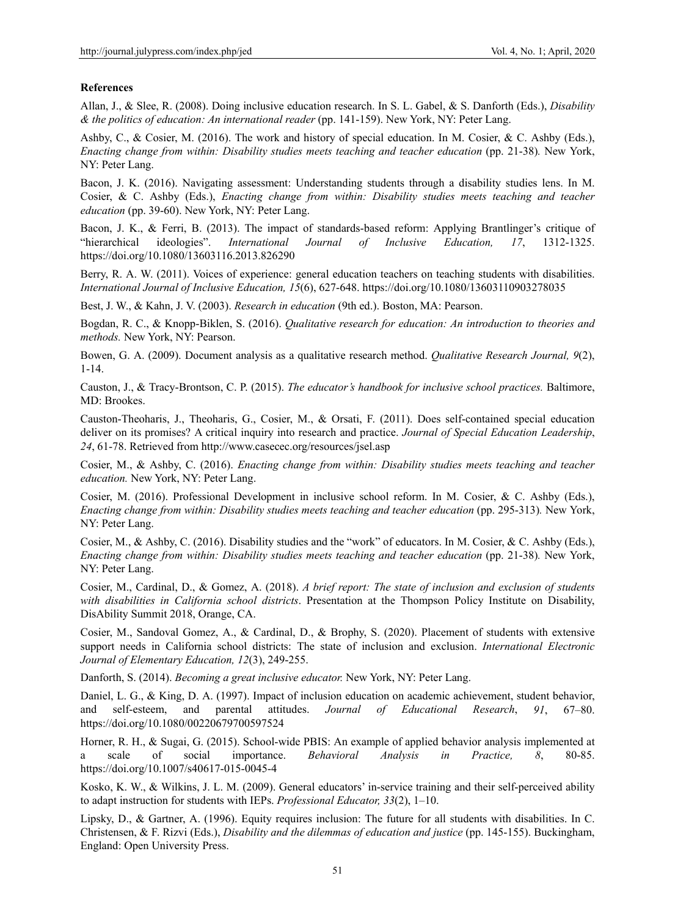**References**

Allan, J., & Slee, R. (2008). Doing inclusive education research. In S. L. Gabel, & S. Danforth (Eds.), *Disability & the politics of education: An international reader* (pp. 141-159). New York, NY: Peter Lang.

Ashby, C., & Cosier, M. (2016). The work and history of special education. In M. Cosier, & C. Ashby (Eds.), *Enacting change from within: Disability studies meets teaching and teacher education* (pp. 21-38)*.* New York, NY: Peter Lang.

Bacon, J. K. (2016). Navigating assessment: Understanding students through a disability studies lens. In M. Cosier, & C. Ashby (Eds.), *Enacting change from within: Disability studies meets teaching and teacher education* (pp. 39-60). New York, NY: Peter Lang.

Bacon, J. K., & Ferri, B. (2013). The impact of standards-based reform: Applying Brantlinger's critique of "hierarchical ideologies". *International Journal of Inclusive Education, 17*, 1312-1325. https://doi.org/10.1080/13603116.2013.826290

Berry, R. A. W. (2011). Voices of experience: general education teachers on teaching students with disabilities. *International Journal of Inclusive Education, 15*(6), 627-648. https://doi.org/10.1080/13603110903278035

Best, J. W., & Kahn, J. V. (2003). *Research in education* (9th ed.). Boston, MA: Pearson.

Bogdan, R. C., & Knopp-Biklen, S. (2016). *Qualitative research for education: An introduction to theories and methods.* New York, NY: Pearson.

Bowen, G. A. (2009). Document analysis as a qualitative research method. *Qualitative Research Journal, 9*(2), 1-14.

Causton, J., & Tracy-Brontson, C. P. (2015). *The educator's handbook for inclusive school practices.* Baltimore, MD: Brookes.

Causton-Theoharis, J., Theoharis, G., Cosier, M., & Orsati, F. (2011). Does self-contained special education deliver on its promises? A critical inquiry into research and practice. *Journal of Special Education Leadership*, *24*, 61-78. Retrieved from http://www.casecec.org/resources/jsel.asp

Cosier, M., & Ashby, C. (2016). *Enacting change from within: Disability studies meets teaching and teacher education.* New York, NY: Peter Lang.

Cosier, M. (2016). Professional Development in inclusive school reform. In M. Cosier, & C. Ashby (Eds.), *Enacting change from within: Disability studies meets teaching and teacher education* (pp. 295-313)*.* New York, NY: Peter Lang.

Cosier, M., & Ashby, C. (2016). Disability studies and the "work" of educators. In M. Cosier, & C. Ashby (Eds.), *Enacting change from within: Disability studies meets teaching and teacher education* (pp. 21-38)*.* New York, NY: Peter Lang.

Cosier, M., Cardinal, D., & Gomez, A. (2018). *A brief report: The state of inclusion and exclusion of students with disabilities in California school districts*. Presentation at the Thompson Policy Institute on Disability, DisAbility Summit 2018, Orange, CA.

Cosier, M., Sandoval Gomez, A., & Cardinal, D., & Brophy, S. (2020). Placement of students with extensive support needs in California school districts: The state of inclusion and exclusion. *International Electronic Journal of Elementary Education, 12*(3), 249-255.

Danforth, S. (2014). *Becoming a great inclusive educator.* New York, NY: Peter Lang.

Daniel, L. G., & King, D. A. (1997). Impact of inclusion education on academic achievement, student behavior, and self-esteem, and parental attitudes. *Journal of Educational Research*, *91*, 67–80. https://doi.org/10.1080/00220679700597524

Horner, R. H., & Sugai, G. (2015). School-wide PBIS: An example of applied behavior analysis implemented at a scale of social importance. *Behavioral Analysis in Practice, 8*, 80-85. https://doi.org/10.1007/s40617-015-0045-4

Kosko, K. W., & Wilkins, J. L. M. (2009). General educators' in-service training and their self-perceived ability to adapt instruction for students with IEPs. *Professional Educator, 33*(2), 1–10.

Lipsky, D., & Gartner, A. (1996). Equity requires inclusion: The future for all students with disabilities. In C. Christensen, & F. Rizvi (Eds.), *Disability and the dilemmas of education and justice* (pp. 145-155). Buckingham, England: Open University Press.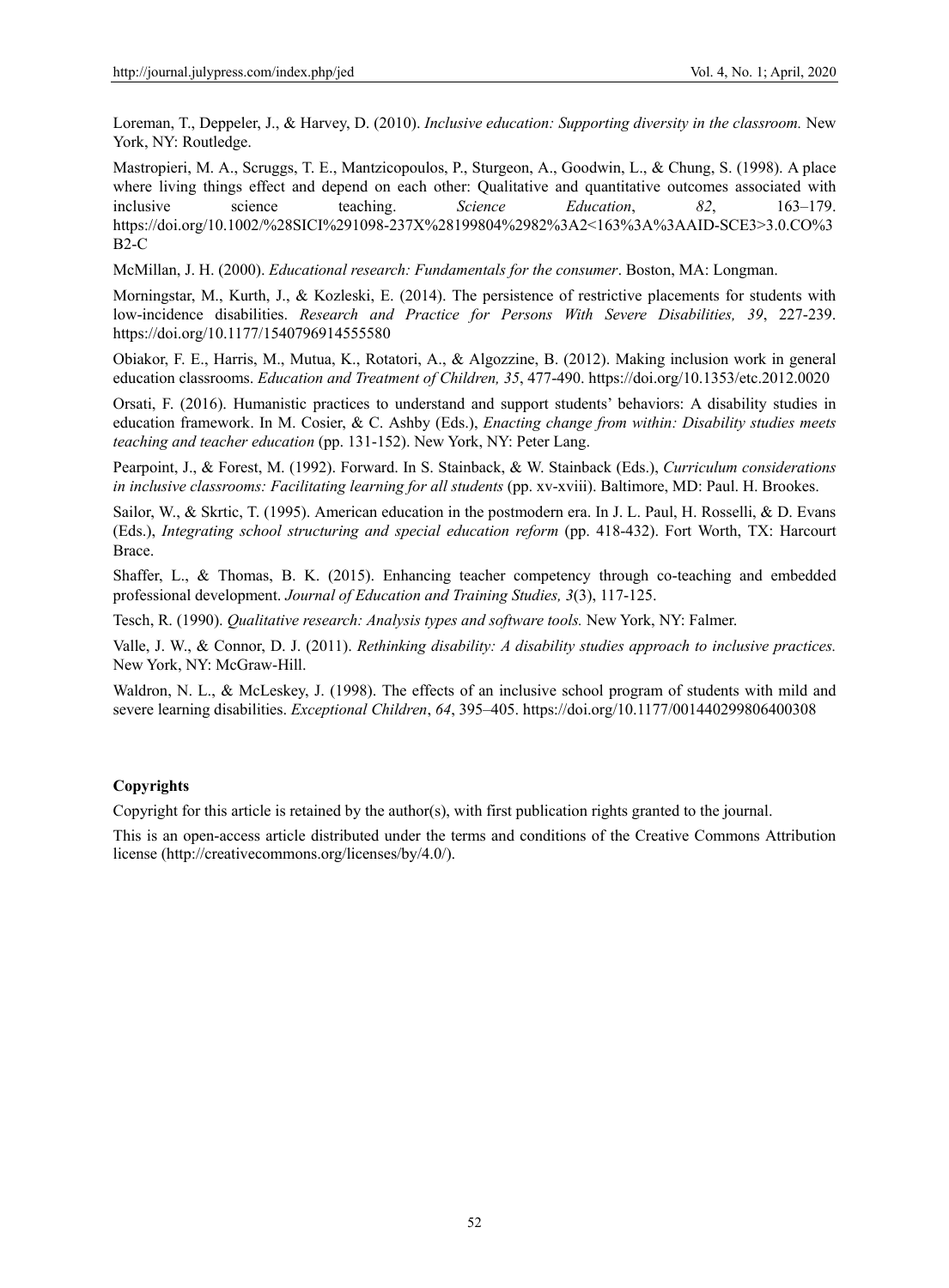Loreman, T., Deppeler, J., & Harvey, D. (2010). *Inclusive education: Supporting diversity in the classroom.* New York, NY: Routledge.

Mastropieri, M. A., Scruggs, T. E., Mantzicopoulos, P., Sturgeon, A., Goodwin, L., & Chung, S. (1998). A place where living things effect and depend on each other: Qualitative and quantitative outcomes associated with inclusive science teaching. *Science Education*, *82*, 163–179. https://doi.org/10.1002/%28SICI%291098-237X%28199804%2982%3A2<163%3A%3AAID-SCE3>3.0.CO%3B2-C

McMillan, J. H. (2000). *Educational research: Fundamentals for the consumer*. Boston, MA: Longman.

Morningstar, M., Kurth, J., & Kozleski, E. (2014). The persistence of restrictive placements for students with low-incidence disabilities. *Research and Practice for Persons With Severe Disabilities, 39*, 227-239. https://doi.org/10.1177/1540796914555580

Obiakor, F. E., Harris, M., Mutua, K., Rotatori, A., & Algozzine, B. (2012). Making inclusion work in general education classrooms. *Education and Treatment of Children, 35*, 477-490. https://doi.org/10.1353/etc.2012.0020

Orsati, F. (2016). Humanistic practices to understand and support students' behaviors: A disability studies in education framework. In M. Cosier, & C. Ashby (Eds.), *Enacting change from within: Disability studies meets teaching and teacher education* (pp. 131-152). New York, NY: Peter Lang.

Pearpoint, J., & Forest, M. (1992). Forward. In S. Stainback, & W. Stainback (Eds.), *Curriculum considerations in inclusive classrooms: Facilitating learning for all students* (pp. xv-xviii). Baltimore, MD: Paul. H. Brookes.

Sailor, W., & Skrtic, T. (1995). American education in the postmodern era. In J. L. Paul, H. Rosselli, & D. Evans (Eds.), *Integrating school structuring and special education reform* (pp. 418-432). Fort Worth, TX: Harcourt Brace.

Shaffer, L., & Thomas, B. K. (2015). Enhancing teacher competency through co-teaching and embedded professional development. *Journal of Education and Training Studies, 3*(3), 117-125.

Tesch, R. (1990). *Qualitative research: Analysis types and software tools.* New York, NY: Falmer.

Valle, J. W., & Connor, D. J. (2011). *Rethinking disability: A disability studies approach to inclusive practices.* New York, NY: McGraw-Hill.

Waldron, N. L., & McLeskey, J. (1998). The effects of an inclusive school program of students with mild and severe learning disabilities. *Exceptional Children*, *64*, 395–405. https://doi.org/10.1177/001440299806400308

**Copyrights**

Copyright for this article is retained by the author(s), with first publication rights granted to the journal.

This is an open-access article distributed under the terms and conditions of the Creative Commons Attribution license (http://creativecommons.org/licenses/by/4.0/).